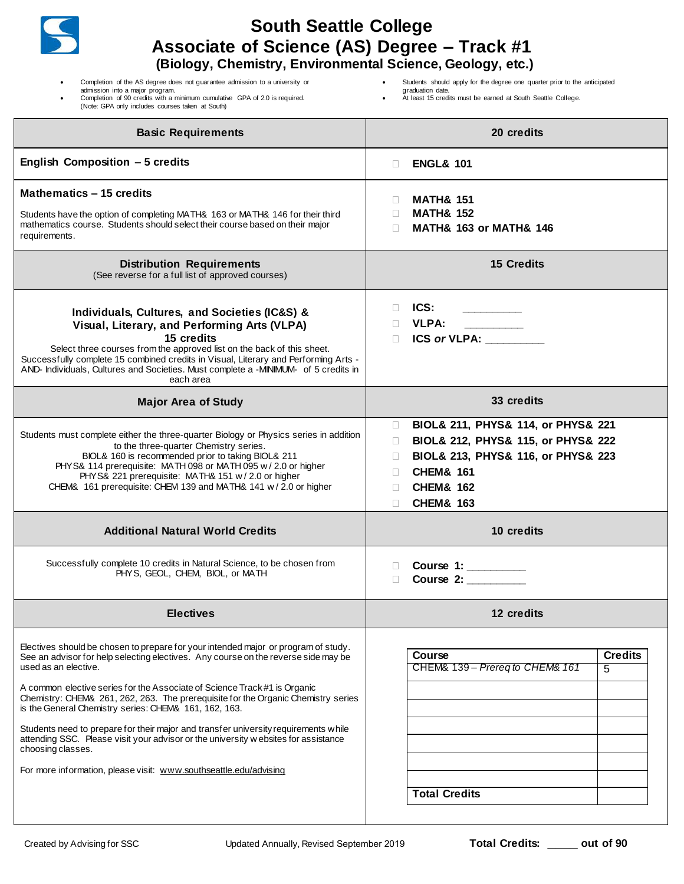# South Seattle College
# Associate of Science (AS) Degree – Track #1
## (Biology, Chemistry, Environmental Science, Geology, etc.)

- Completion of the AS degree does not guarantee admission to a university or admission into a major program.
- Completion of 90 credits with a minimum cumulative GPA of 2.0 is required. (Note: GPA only includes courses taken at South)
- Students should apply for the degree one quarter prior to the anticipated graduation date.
- At least 15 credits must be earned at South Seattle College.

| **Basic Requirements** | **20 credits** |
|---|---|
| **English Composition – 5 credits** | ☐ **ENGL& 101** |
| **Mathematics – 15 credits**<br><br>Students have the option of completing MATH& 163 or MATH& 146 for their third mathematics course. Students should select their course based on their major requirements. | ☐ **MATH& 151**<br>☐ **MATH& 152**<br>☐ **MATH& 163 or MATH& 146** |
| **Distribution Requirements**<br>(See reverse for a full list of approved courses) | **15 Credits** |
| **Individuals, Cultures, and Societies (IC&S) & Visual, Literary, and Performing Arts (VLPA)**<br>**15 credits**<br>Select three courses from the approved list on the back of this sheet. Successfully complete 15 combined credits in Visual, Literary and Performing Arts - AND- Individuals, Cultures and Societies. Must complete a -MINIMUM- of 5 credits in each area | ☐ **ICS:** __________<br>☐ **VLPA:** __________<br>☐ **ICS *or* VLPA:** __________ |
| **Major Area of Study** | **33 credits** |
| Students must complete either the three-quarter Biology or Physics series in addition to the three-quarter Chemistry series.<br>BIOL& 160 is recommended prior to taking BIOL& 211<br>PHYS& 114 prerequisite: MATH 098 or MATH 095 w / 2.0 or higher<br>PHYS& 221 prerequisite: MATH& 151 w / 2.0 or higher<br>CHEM& 161 prerequisite: CHEM 139 and MATH& 141 w / 2.0 or higher | ☐ **BIOL& 211, PHYS& 114, or PHYS& 221**<br>☐ **BIOL& 212, PHYS& 115, or PHYS& 222**<br>☐ **BIOL& 213, PHYS& 116, or PHYS& 223**<br>☐ **CHEM& 161**<br>☐ **CHEM& 162**<br>☐ **CHEM& 163** |
| **Additional Natural World Credits** | **10 credits** |
| Successfully complete 10 credits in Natural Science, to be chosen from PHYS, GEOL, CHEM, BIOL, or MATH | ☐ **Course 1:** __________<br>☐ **Course 2:** __________ |
| **Electives** | **12 credits** |
| Electives should be chosen to prepare for your intended major or program of study. See an advisor for help selecting electives. Any course on the reverse side may be used as an elective.<br><br>A common elective series for the Associate of Science Track #1 is Organic Chemistry: CHEM& 261, 262, 263. The prerequisite for the Organic Chemistry series is the General Chemistry series: CHEM& 161, 162, 163.<br><br>Students need to prepare for their major and transfer university requirements while attending SSC. Please visit your advisor or the university websites for assistance choosing classes.<br><br>For more information, please visit: www.southseattle.edu/advising | (see elective table below) |

| Course | Credits |
|---|---|
| CHEM& 139 – *Prereq to CHEM& 161* | 5 |
| | |
| | |
| | |
| | |
| | |
| | |
| **Total Credits** | |

Created by Advising for SSC — Updated Annually, Revised September 2019 — **Total Credits: _____ out of 90**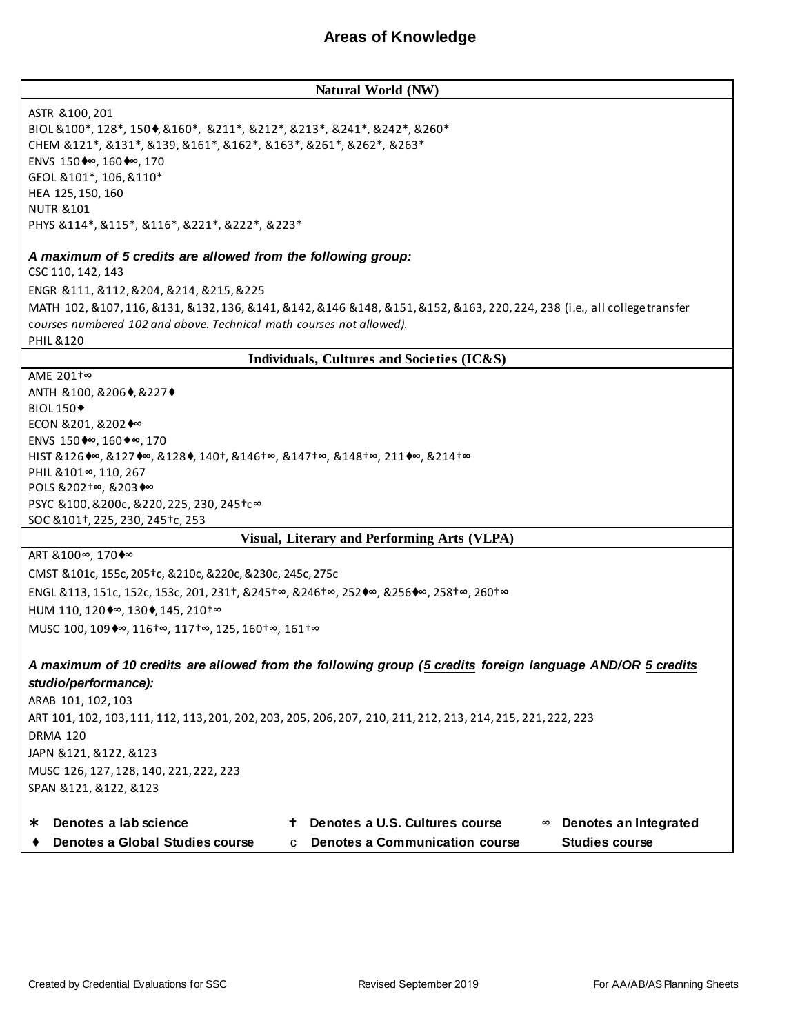# Areas of Knowledge

## Natural World (NW)

ASTR &100, 201
BIOL &100*, 128*, 150♦, &160*, &211*, &212*, &213*, &241*, &242*, &260*
CHEM &121*, &131*, &139, &161*, &162*, &163*, &261*, &262*, &263*
ENVS 150♦∞, 160♦∞, 170
GEOL &101*, 106, &110*
HEA 125, 150, 160
NUTR &101
PHYS &114*, &115*, &116*, &221*, &222*, &223*

***A maximum of 5 credits are allowed from the following group:***

CSC 110, 142, 143
ENGR &111, &112, &204, &214, &215, &225
MATH 102, &107, 116, &131, &132, 136, &141, &142, &146 &148, &151, &152, &163, 220, 224, 238 (i.e., all college transfer *courses numbered 102 and above. Technical math courses not allowed).*
PHIL &120

## Individuals, Cultures and Societies (IC&S)

AME 201†∞
ANTH &100, &206♦, &227♦
BIOL 150♦
ECON &201, &202♦∞
ENVS 150♦∞, 160♦∞, 170
HIST &126♦∞, &127♦∞, &128♦, 140†, &146†∞, &147†∞, &148†∞, 211♦∞, &214†∞
PHIL &101∞, 110, 267
POLS &202†∞, &203♦∞
PSYC &100, &200c, &220, 225, 230, 245†c∞
SOC &101†, 225, 230, 245†c, 253

## Visual, Literary and Performing Arts (VLPA)

ART &100∞, 170♦∞
CMST &101c, 155c, 205†c, &210c, &220c, &230c, 245c, 275c
ENGL &113, 151c, 152c, 153c, 201, 231†, &245†∞, &246†∞, 252♦∞, &256♦∞, 258†∞, 260†∞
HUM 110, 120♦∞, 130♦, 145, 210†∞
MUSC 100, 109♦∞, 116†∞, 117†∞, 125, 160†∞, 161†∞

***A maximum of 10 credits are allowed from the following group (<u>5 credits</u> foreign language AND/OR <u>5 credits</u> studio/performance):***

ARAB 101, 102, 103
ART 101, 102, 103, 111, 112, 113, 201, 202, 203, 205, 206, 207, 210, 211, 212, 213, 214, 215, 221, 222, 223
DRMA 120
JAPN &121, &122, &123
MUSC 126, 127, 128, 140, 221, 222, 223
SPAN &121, &122, &123

**\* Denotes a lab science**
**♦ Denotes a Global Studies course**
**† Denotes a U.S. Cultures course**
**c Denotes a Communication course**
**∞ Denotes an Integrated Studies course**

Created by Credential Evaluations for SSC | Revised September 2019 | For AA/AB/AS Planning Sheets